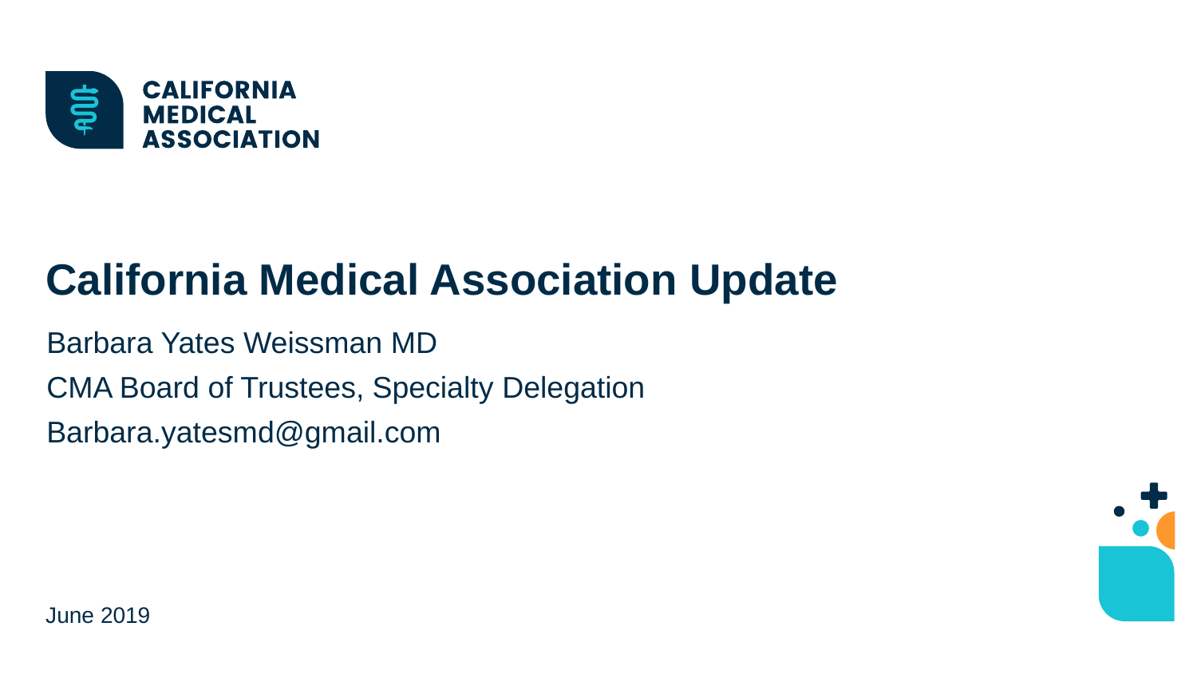CALIFORNIA MEDICAL ASSOCIATION

# California Medical Association Update

Barbara Yates Weissman MD

CMA Board of Trustees, Specialty Delegation

Barbara.yatesmd@gmail.com

June 2019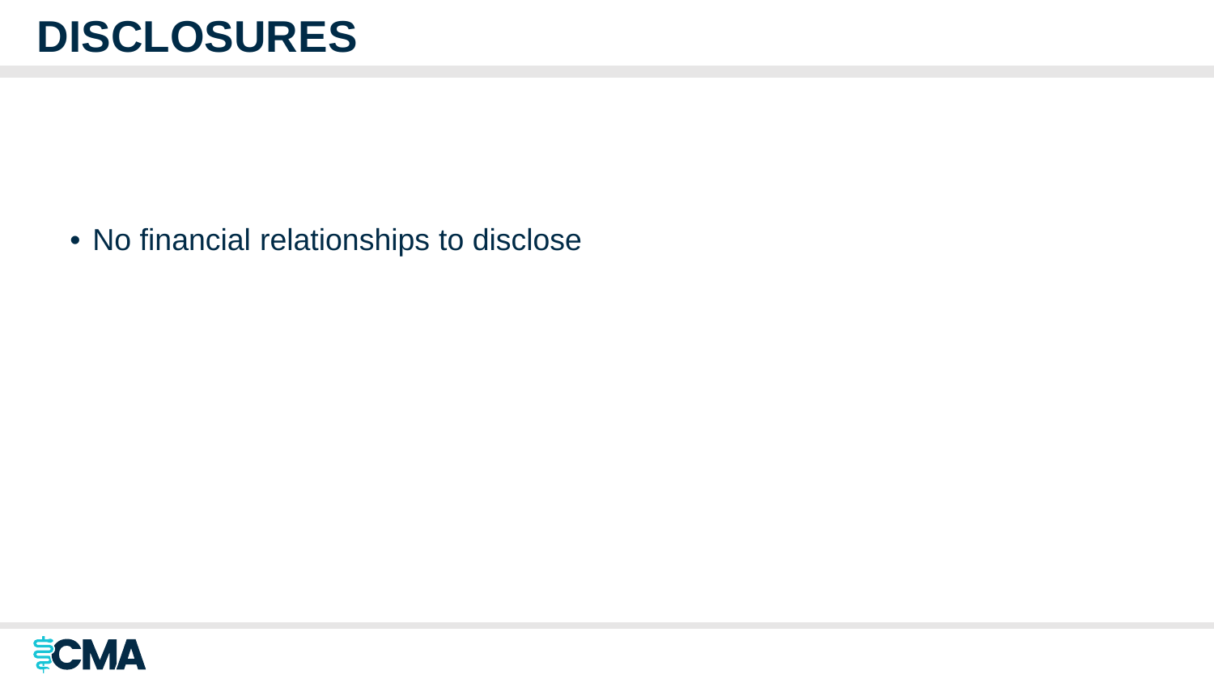# DISCLOSURES

- No financial relationships to disclose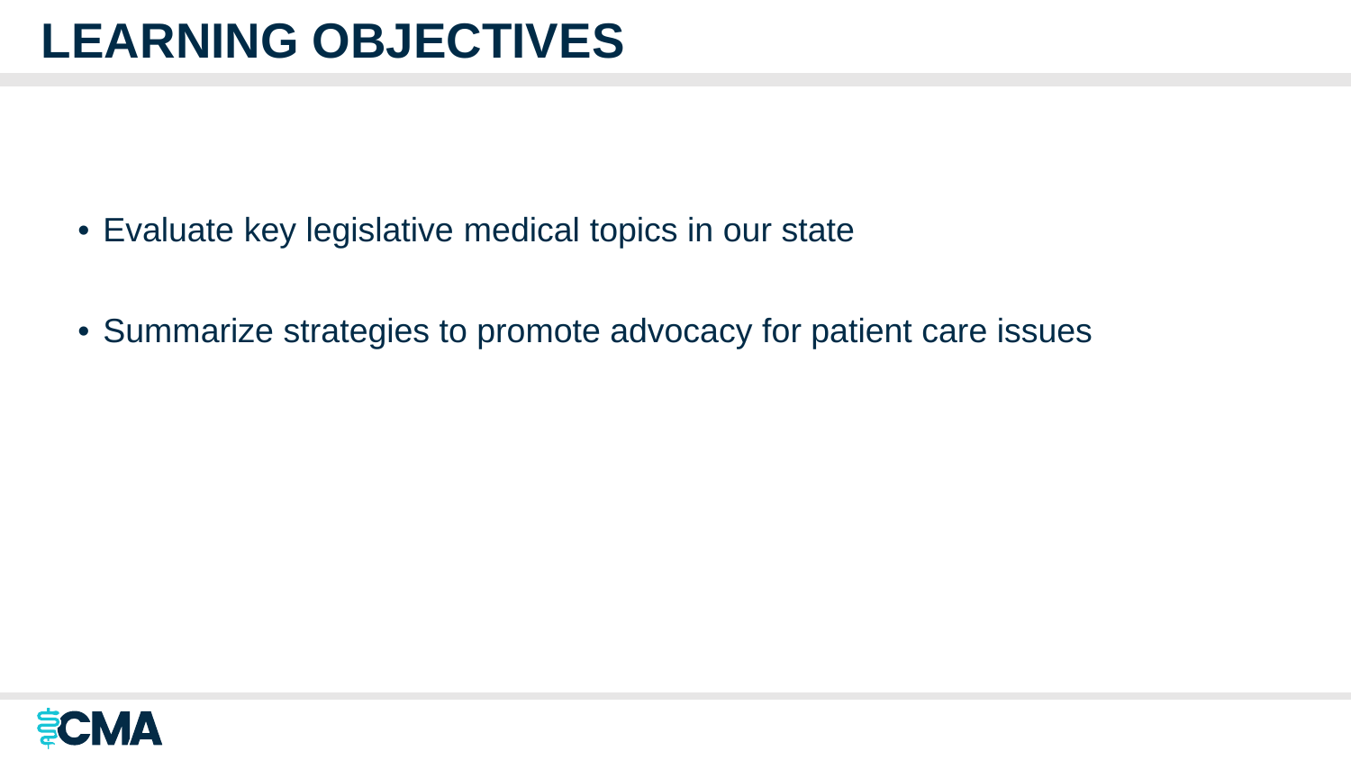# LEARNING OBJECTIVES

- Evaluate key legislative medical topics in our state
- Summarize strategies to promote advocacy for patient care issues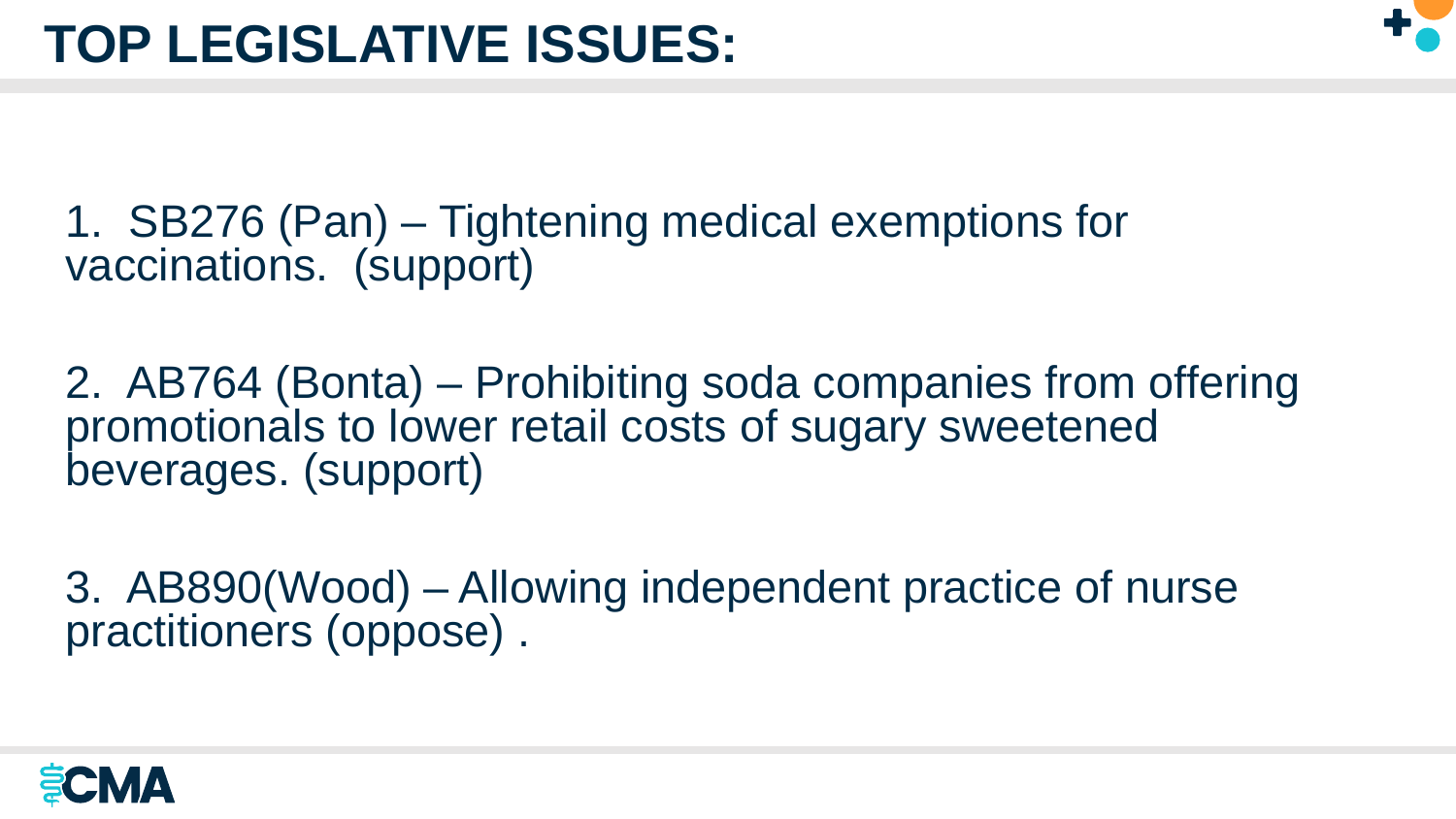# TOP LEGISLATIVE ISSUES:

1. SB276 (Pan) – Tightening medical exemptions for vaccinations. (support)

2. AB764 (Bonta) – Prohibiting soda companies from offering promotionals to lower retail costs of sugary sweetened beverages. (support)

3. AB890(Wood) – Allowing independent practice of nurse practitioners (oppose) .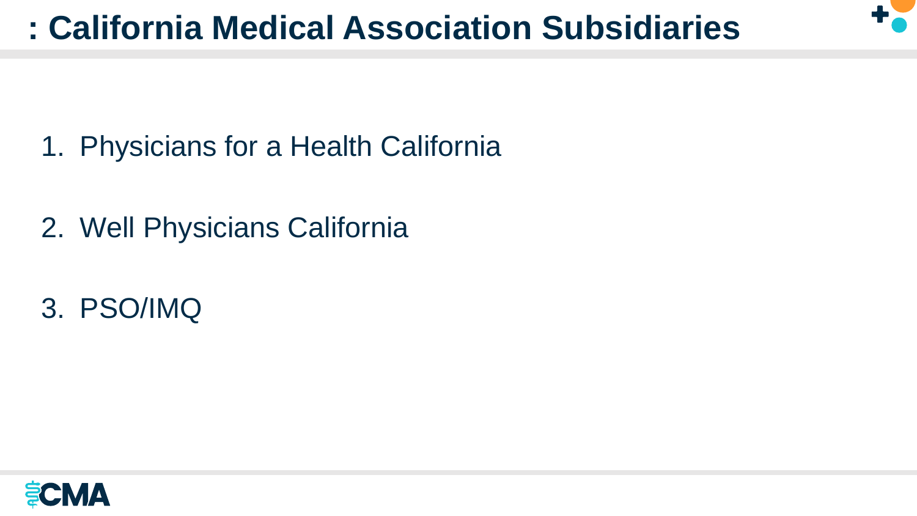# : California Medical Association Subsidiaries

1. Physicians for a Health California
2. Well Physicians California
3. PSO/IMQ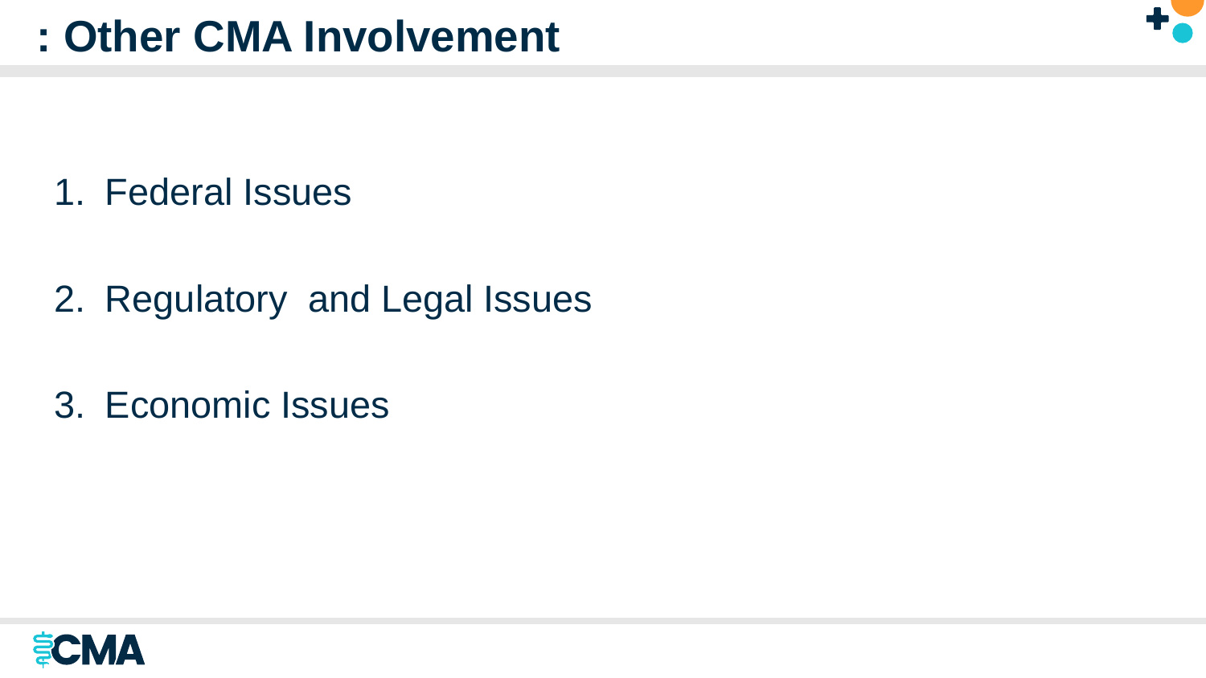# : Other CMA Involvement

1. Federal Issues
2. Regulatory  and Legal Issues
3. Economic Issues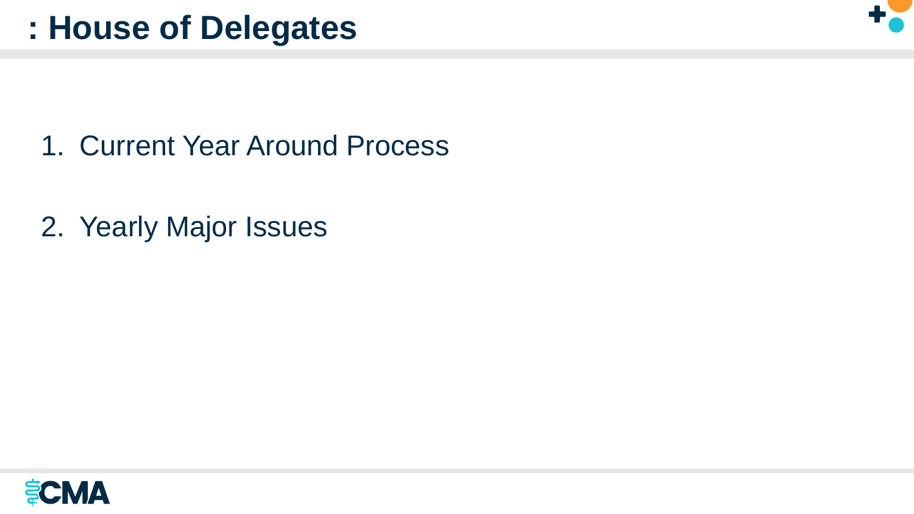# : House of Delegates

1. Current Year Around Process

2. Yearly Major Issues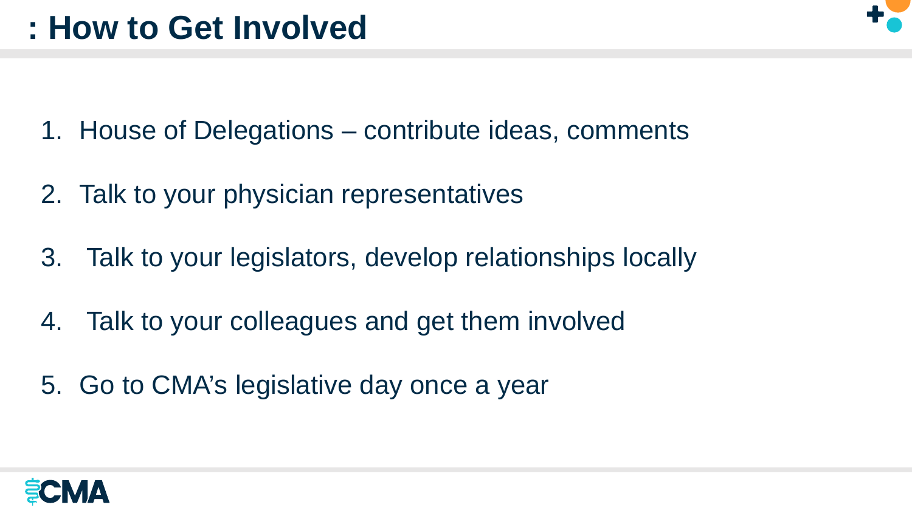# : How to Get Involved

1. House of Delegations – contribute ideas, comments
2. Talk to your physician representatives
3. Talk to your legislators, develop relationships locally
4. Talk to your colleagues and get them involved
5. Go to CMA’s legislative day once a year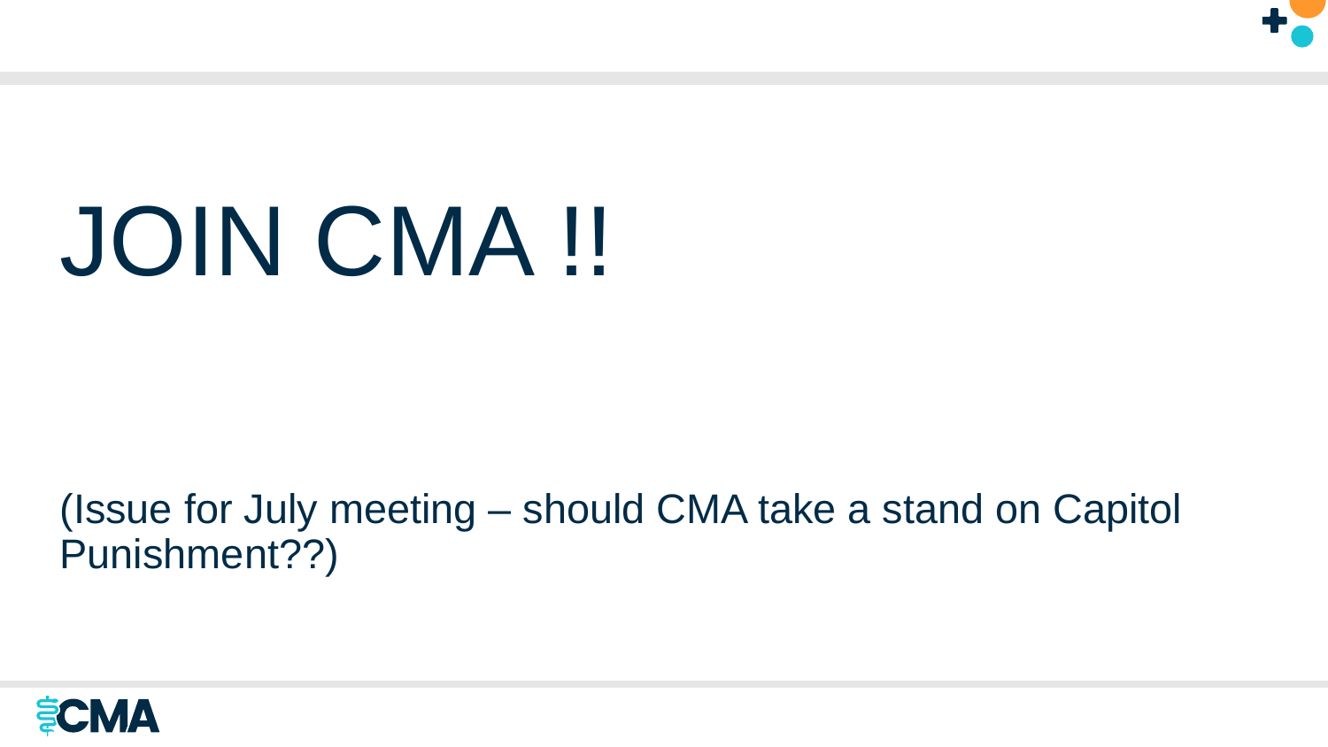# JOIN CMA !!

(Issue for July meeting – should CMA take a stand on Capitol Punishment??)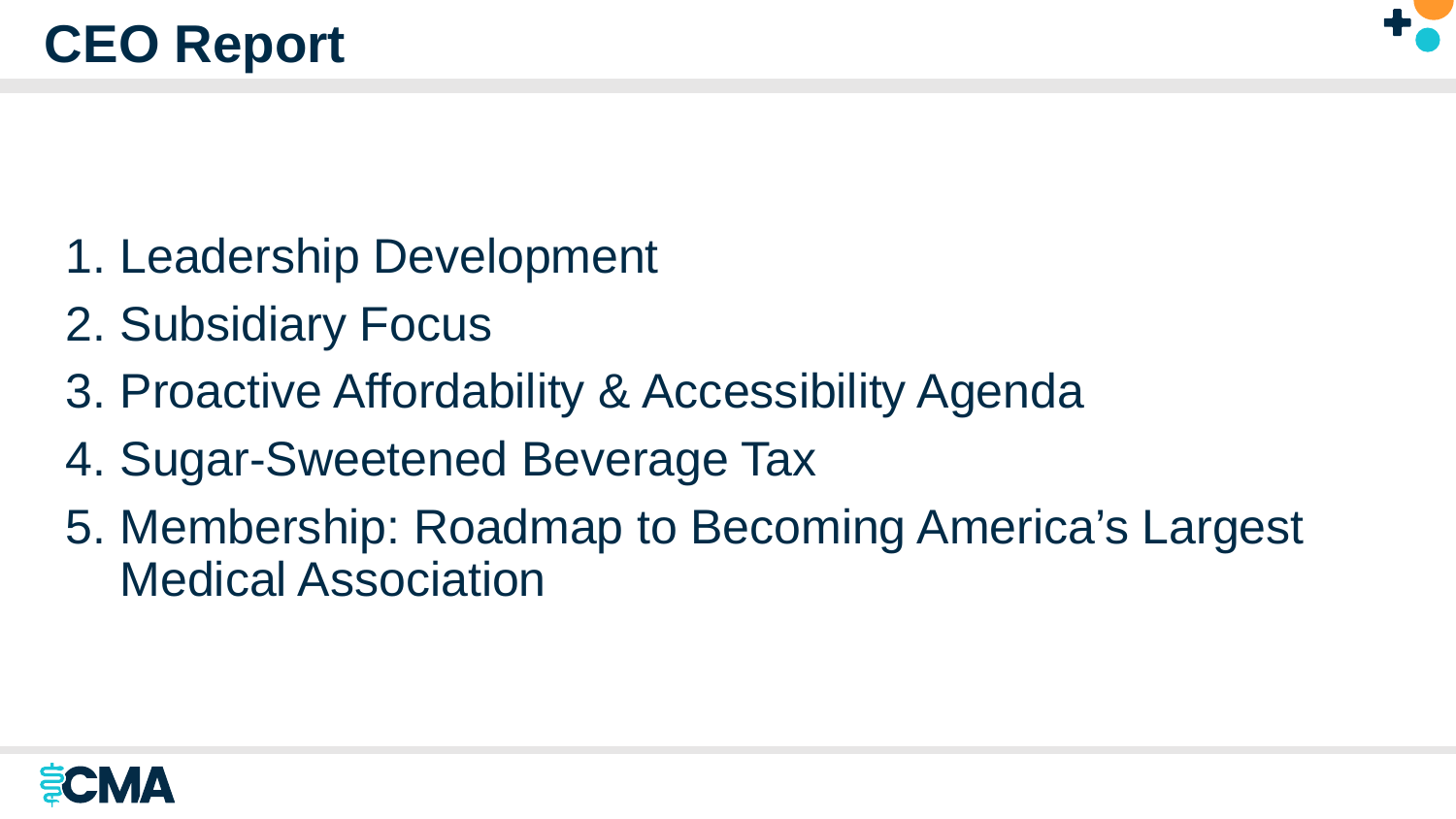# CEO Report

1. Leadership Development
2. Subsidiary Focus
3. Proactive Affordability & Accessibility Agenda
4. Sugar-Sweetened Beverage Tax
5. Membership: Roadmap to Becoming America's Largest Medical Association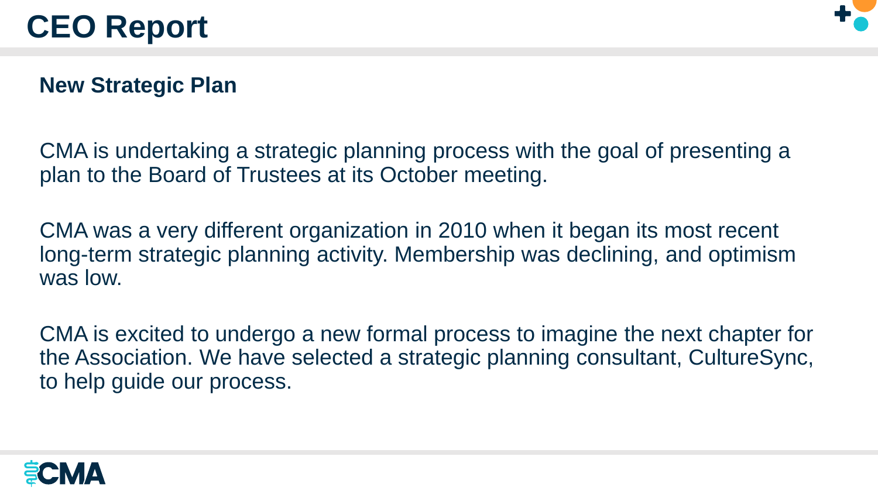# CEO Report

## New Strategic Plan

CMA is undertaking a strategic planning process with the goal of presenting a plan to the Board of Trustees at its October meeting.

CMA was a very different organization in 2010 when it began its most recent long-term strategic planning activity. Membership was declining, and optimism was low.

CMA is excited to undergo a new formal process to imagine the next chapter for the Association. We have selected a strategic planning consultant, CultureSync, to help guide our process.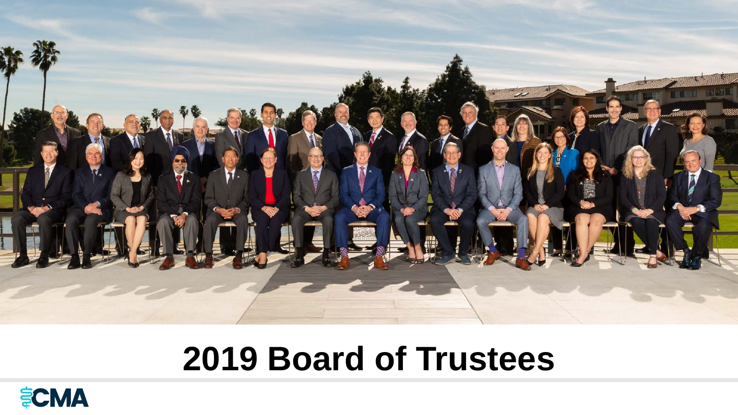# 2019 Board of Trustees

CMA